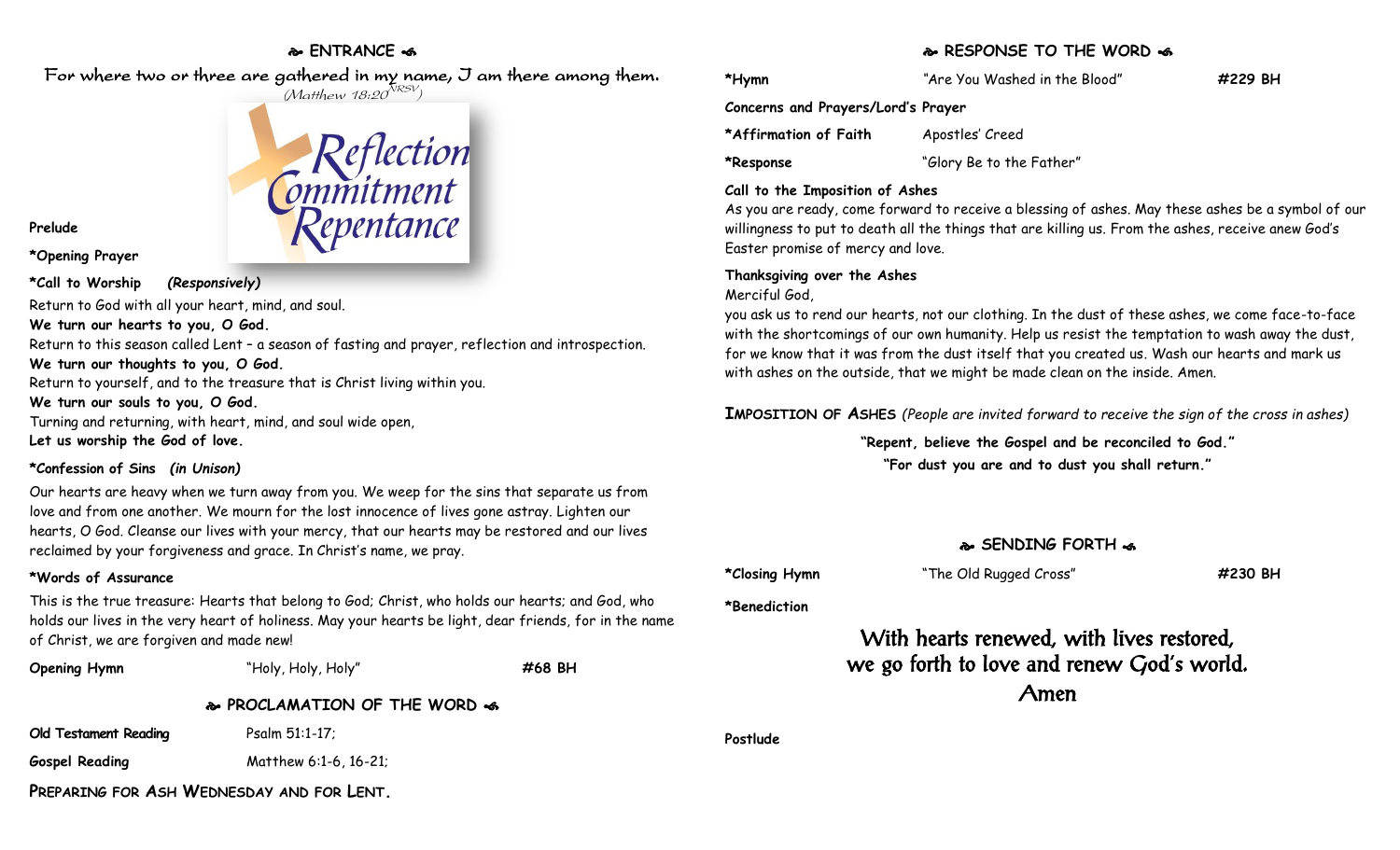## ❧ ENTRANCE ☙

For where two or three are gathered in my name, I am there among them.
(Matthew 18:20 NRSV)

Reflection Commitment Repentance

**Prelude**

***Opening Prayer**

***Call to Worship** ***(Responsively)***

Return to God with all your heart, mind, and soul.
**We turn our hearts to you, O God.**
Return to this season called Lent – a season of fasting and prayer, reflection and introspection.
**We turn our thoughts to you, O God.**
Return to yourself, and to the treasure that is Christ living within you.
**We turn our souls to you, O God.**
Turning and returning, with heart, mind, and soul wide open,
**Let us worship the God of love.**

***Confession of Sins** ***(in Unison)***

Our hearts are heavy when we turn away from you. We weep for the sins that separate us from love and from one another. We mourn for the lost innocence of lives gone astray. Lighten our hearts, O God. Cleanse our lives with your mercy, that our hearts may be restored and our lives reclaimed by your forgiveness and grace. In Christ's name, we pray.

***Words of Assurance**

This is the true treasure: Hearts that belong to God; Christ, who holds our hearts; and God, who holds our lives in the very heart of holiness. May your hearts be light, dear friends, for in the name of Christ, we are forgiven and made new!

**Opening Hymn** "Holy, Holy, Holy" **#68 BH**

## ❧ PROCLAMATION OF THE WORD ☙

**Old Testament Reading** Psalm 51:1-17;

**Gospel Reading** Matthew 6:1-6, 16-21;

PREPARING FOR ASH WEDNESDAY AND FOR LENT.

## ❧ RESPONSE TO THE WORD ☙

***Hymn** "Are You Washed in the Blood" **#229 BH**

**Concerns and Prayers/Lord's Prayer**

***Affirmation of Faith** Apostles' Creed

***Response** "Glory Be to the Father"

**Call to the Imposition of Ashes**

As you are ready, come forward to receive a blessing of ashes. May these ashes be a symbol of our willingness to put to death all the things that are killing us. From the ashes, receive anew God's Easter promise of mercy and love.

**Thanksgiving over the Ashes**

Merciful God,
you ask us to rend our hearts, not our clothing. In the dust of these ashes, we come face-to-face with the shortcomings of our own humanity. Help us resist the temptation to wash away the dust, for we know that it was from the dust itself that you created us. Wash our hearts and mark us with ashes on the outside, that we might be made clean on the inside. Amen.

IMPOSITION OF ASHES *(People are invited forward to receive the sign of the cross in ashes)*

**"Repent, believe the Gospel and be reconciled to God."**
**"For dust you are and to dust you shall return."**

## ❧ SENDING FORTH ☙

***Closing Hymn** "The Old Rugged Cross" **#230 BH**

***Benediction**

With hearts renewed, with lives restored,
we go forth to love and renew God's world.
Amen

**Postlude**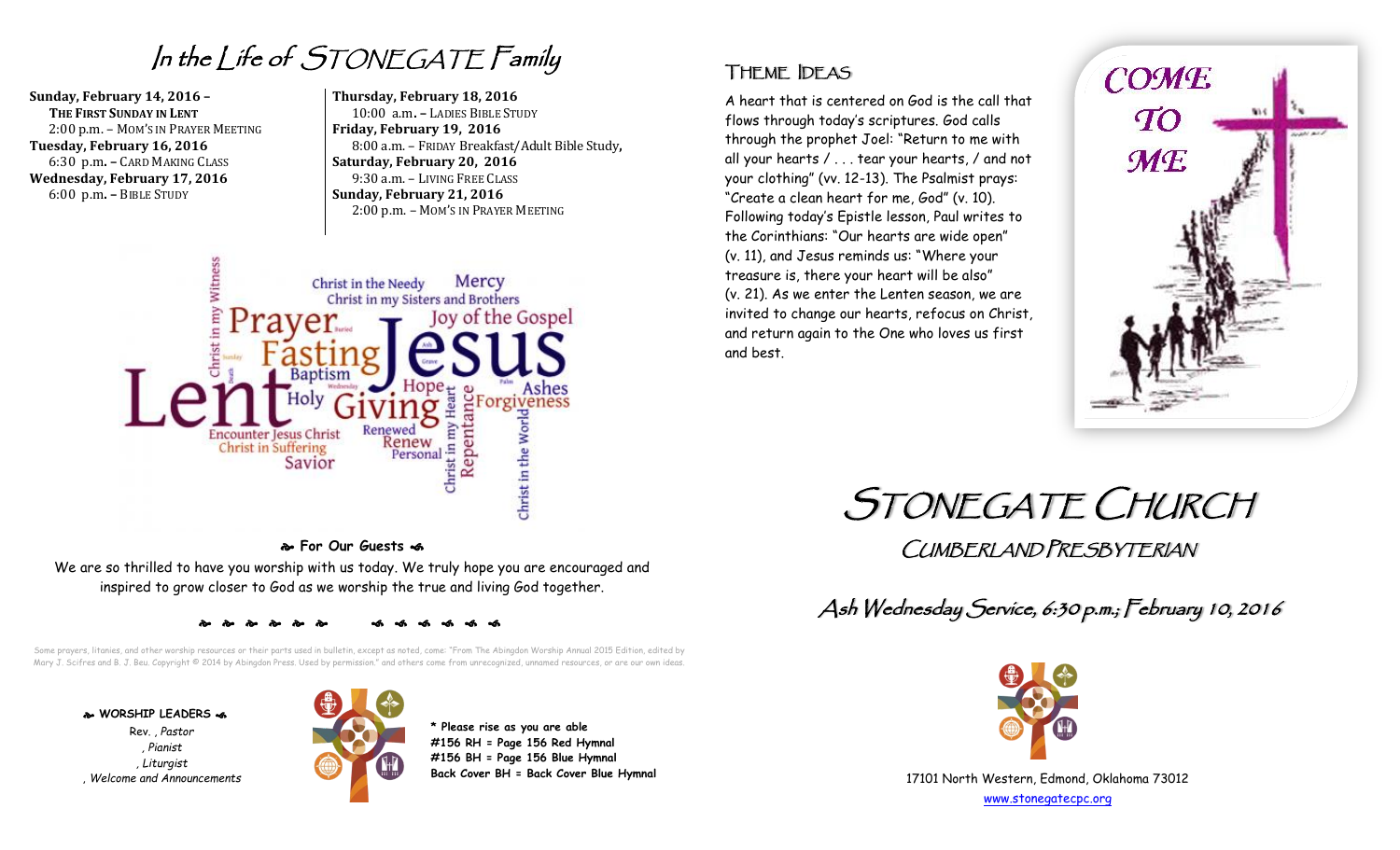# In the Life of STONEGATE Family

**Sunday, February 14, 2016 –**
**The First Sunday in Lent**
2:00 p.m. – Mom's in Prayer Meeting

**Tuesday, February 16, 2016**
6:30 p.m. – Card Making Class

**Wednesday, February 17, 2016**
6:00 p.m. – Bible Study

**Thursday, February 18, 2016**
10:00 a.m. – Ladies Bible Study

**Friday, February 19, 2016**
8:00 a.m. – Friday Breakfast/Adult Bible Study,

**Saturday, February 20, 2016**
9:30 a.m. – Living Free Class

**Sunday, February 21, 2016**
2:00 p.m. – Mom's in Prayer Meeting

Christ in the Needy Mercy Christ in my Sisters and Brothers Prayer Joy of the Gospel Fasting Jesus Lent Baptism Holy Giving Hope Ashes Forgiveness Encounter Jesus Christ Renewed Renew Personal Christ in Suffering Savior Christ in my Heart Repentance Christ in the World Christ in my Witness

**❧ For Our Guests ☙**

We are so thrilled to have you worship with us today. We truly hope you are encouraged and inspired to grow closer to God as we worship the true and living God together.

❧ ❧ ❧ ❧ ❧ ❧ ☙ ☙ ☙ ☙ ☙ ☙

Some prayers, litanies, and other worship resources or their parts used in bulletin, except as noted, come: "From The Abingdon Worship Annual 2015 Edition, edited by Mary J. Scifres and B. J. Beu. Copyright © 2014 by Abingdon Press. Used by permission." and others come from unrecognized, unnamed resources, or are our own ideas.

**❧ WORSHIP LEADERS ☙**

Rev. , *Pastor*
, *Pianist*
, *Liturgist*
, *Welcome and Announcements*

**\* Please rise as you are able**
**#156 RH = Page 156 Red Hymnal**
**#156 BH = Page 156 Blue Hymnal**
**Back Cover BH = Back Cover Blue Hymnal**

## Theme Ideas

A heart that is centered on God is the call that flows through today's scriptures. God calls through the prophet Joel: "Return to me with all your hearts / . . . tear your hearts, / and not your clothing" (vv. 12-13). The Psalmist prays: "Create a clean heart for me, God" (v. 10). Following today's Epistle lesson, Paul writes to the Corinthians: "Our hearts are wide open" (v. 11), and Jesus reminds us: "Where your treasure is, there your heart will be also" (v. 21). As we enter the Lenten season, we are invited to change our hearts, refocus on Christ, and return again to the One who loves us first and best.

COME TO ME

# STONEGATE CHURCH

## CUMBERLAND PRESBYTERIAN

### Ash Wednesday Service, 6:30 p.m.; February 10, 2016

17101 North Western, Edmond, Oklahoma 73012
www.stonegatecpc.org